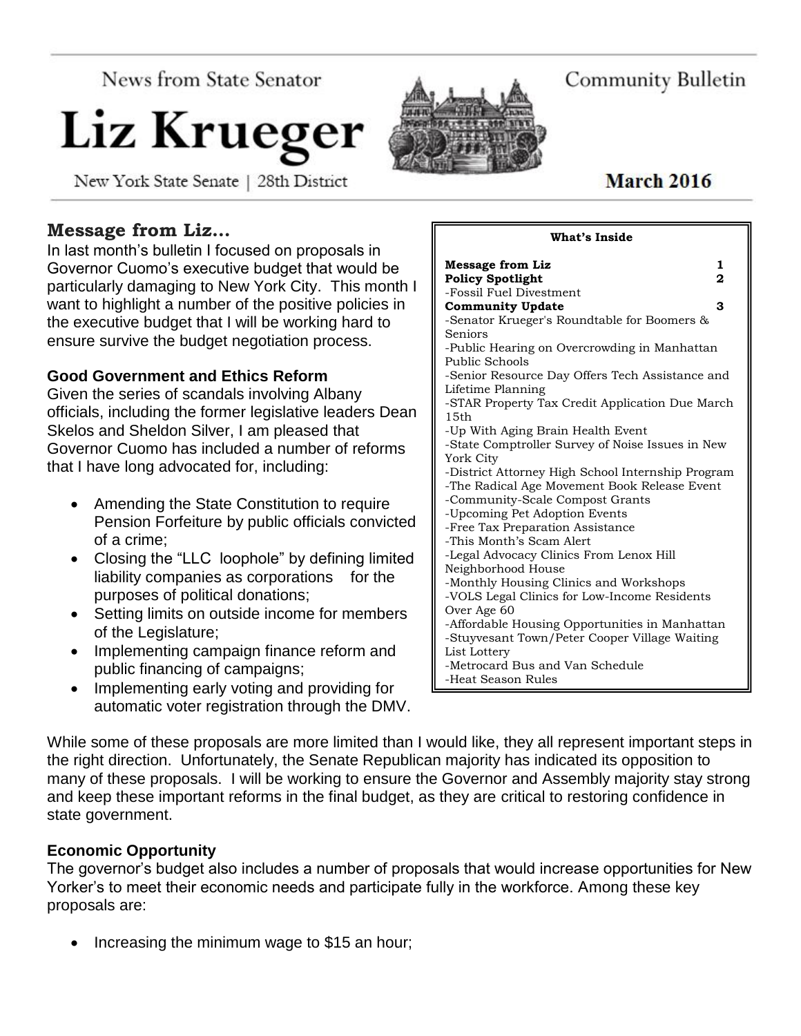News from State Senator

# Liz Krueger

New York State Senate | 28th District

Community Bulletin

**March 2016**

## Message from Liz...

In last month's bulletin I focused on proposals in Governor Cuomo's executive budget that would be particularly damaging to New York City. This month I want to highlight a number of the positive policies in the executive budget that I will be working hard to ensure survive the budget negotiation process.

**What's Inside**

- **Message from Liz** 1
- **Policy Spotlight** 2
  - -Fossil Fuel Divestment
- **Community Update** 3
  - -Senator Krueger's Roundtable for Boomers & Seniors
  - -Public Hearing on Overcrowding in Manhattan Public Schools
  - -Senior Resource Day Offers Tech Assistance and Lifetime Planning
  - -STAR Property Tax Credit Application Due March 15th
  - -Up With Aging Brain Health Event
  - -State Comptroller Survey of Noise Issues in New York City
  - -District Attorney High School Internship Program
  - -The Radical Age Movement Book Release Event
  - -Community-Scale Compost Grants
  - -Upcoming Pet Adoption Events
  - -Free Tax Preparation Assistance
  - -This Month's Scam Alert
  - -Legal Advocacy Clinics From Lenox Hill Neighborhood House
  - -Monthly Housing Clinics and Workshops
  - -VOLS Legal Clinics for Low-Income Residents Over Age 60
  - -Affordable Housing Opportunities in Manhattan
  - -Stuyvesant Town/Peter Cooper Village Waiting List Lottery
  - -Metrocard Bus and Van Schedule
  - -Heat Season Rules

### Good Government and Ethics Reform

Given the series of scandals involving Albany officials, including the former legislative leaders Dean Skelos and Sheldon Silver, I am pleased that Governor Cuomo has included a number of reforms that I have long advocated for, including:

- Amending the State Constitution to require Pension Forfeiture by public officials convicted of a crime;
- Closing the "LLC loophole" by defining limited liability companies as corporations for the purposes of political donations;
- Setting limits on outside income for members of the Legislature;
- Implementing campaign finance reform and public financing of campaigns;
- Implementing early voting and providing for automatic voter registration through the DMV.

While some of these proposals are more limited than I would like, they all represent important steps in the right direction. Unfortunately, the Senate Republican majority has indicated its opposition to many of these proposals. I will be working to ensure the Governor and Assembly majority stay strong and keep these important reforms in the final budget, as they are critical to restoring confidence in state government.

### Economic Opportunity

The governor's budget also includes a number of proposals that would increase opportunities for New Yorker's to meet their economic needs and participate fully in the workforce. Among these key proposals are:

- Increasing the minimum wage to $15 an hour;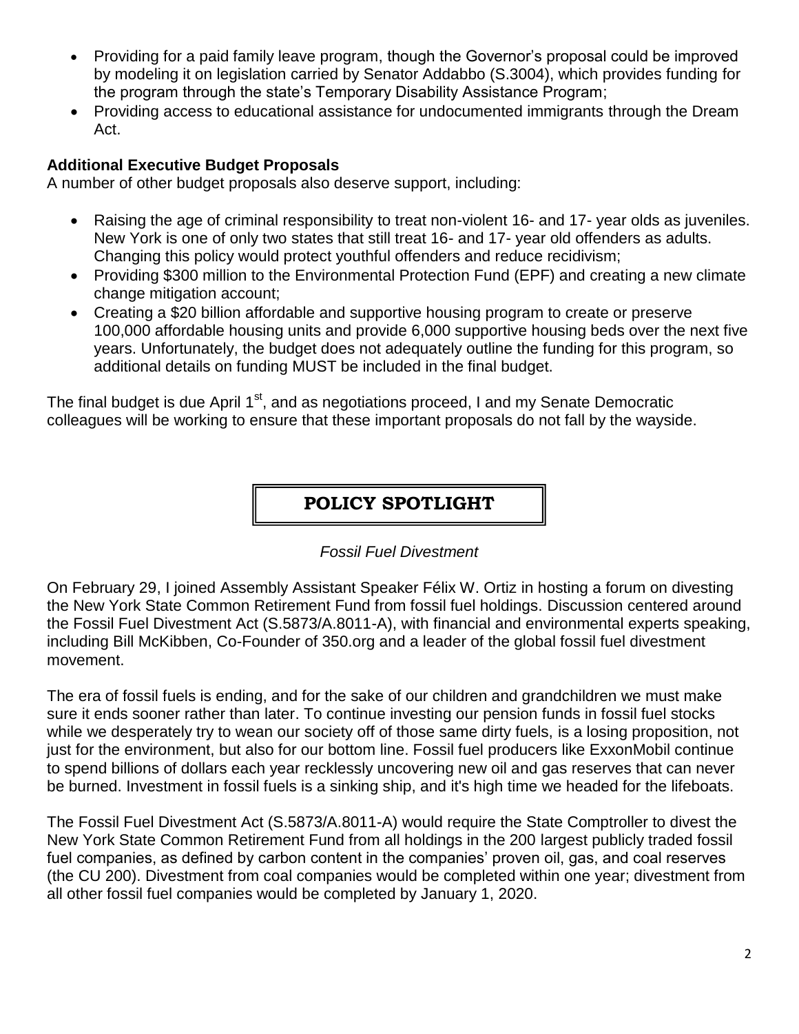- Providing for a paid family leave program, though the Governor's proposal could be improved by modeling it on legislation carried by Senator Addabbo (S.3004), which provides funding for the program through the state's Temporary Disability Assistance Program;
- Providing access to educational assistance for undocumented immigrants through the Dream Act.

**Additional Executive Budget Proposals**

A number of other budget proposals also deserve support, including:

- Raising the age of criminal responsibility to treat non-violent 16- and 17- year olds as juveniles. New York is one of only two states that still treat 16- and 17- year old offenders as adults. Changing this policy would protect youthful offenders and reduce recidivism;
- Providing $300 million to the Environmental Protection Fund (EPF) and creating a new climate change mitigation account;
- Creating a $20 billion affordable and supportive housing program to create or preserve 100,000 affordable housing units and provide 6,000 supportive housing beds over the next five years. Unfortunately, the budget does not adequately outline the funding for this program, so additional details on funding MUST be included in the final budget.

The final budget is due April 1st, and as negotiations proceed, I and my Senate Democratic colleagues will be working to ensure that these important proposals do not fall by the wayside.

## POLICY SPOTLIGHT

*Fossil Fuel Divestment*

On February 29, I joined Assembly Assistant Speaker Félix W. Ortiz in hosting a forum on divesting the New York State Common Retirement Fund from fossil fuel holdings. Discussion centered around the Fossil Fuel Divestment Act (S.5873/A.8011-A), with financial and environmental experts speaking, including Bill McKibben, Co-Founder of 350.org and a leader of the global fossil fuel divestment movement.

The era of fossil fuels is ending, and for the sake of our children and grandchildren we must make sure it ends sooner rather than later. To continue investing our pension funds in fossil fuel stocks while we desperately try to wean our society off of those same dirty fuels, is a losing proposition, not just for the environment, but also for our bottom line. Fossil fuel producers like ExxonMobil continue to spend billions of dollars each year recklessly uncovering new oil and gas reserves that can never be burned. Investment in fossil fuels is a sinking ship, and it's high time we headed for the lifeboats.

The Fossil Fuel Divestment Act (S.5873/A.8011-A) would require the State Comptroller to divest the New York State Common Retirement Fund from all holdings in the 200 largest publicly traded fossil fuel companies, as defined by carbon content in the companies' proven oil, gas, and coal reserves (the CU 200). Divestment from coal companies would be completed within one year; divestment from all other fossil fuel companies would be completed by January 1, 2020.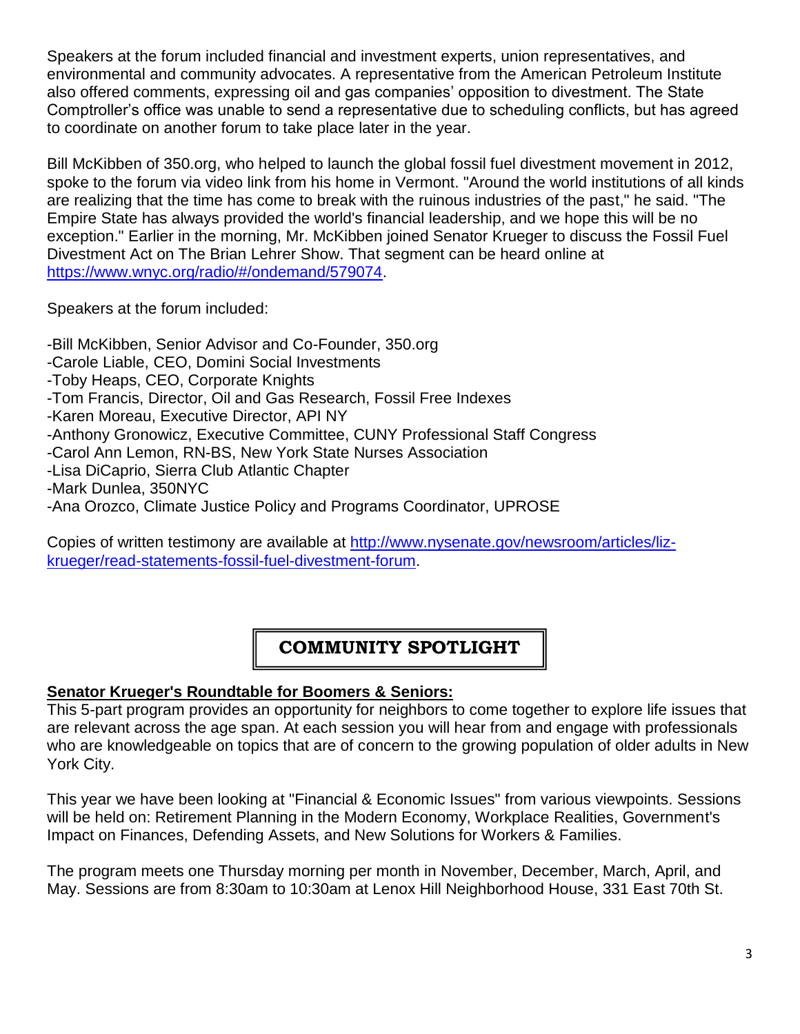Speakers at the forum included financial and investment experts, union representatives, and environmental and community advocates. A representative from the American Petroleum Institute also offered comments, expressing oil and gas companies' opposition to divestment. The State Comptroller's office was unable to send a representative due to scheduling conflicts, but has agreed to coordinate on another forum to take place later in the year.

Bill McKibben of 350.org, who helped to launch the global fossil fuel divestment movement in 2012, spoke to the forum via video link from his home in Vermont. "Around the world institutions of all kinds are realizing that the time has come to break with the ruinous industries of the past," he said. "The Empire State has always provided the world's financial leadership, and we hope this will be no exception." Earlier in the morning, Mr. McKibben joined Senator Krueger to discuss the Fossil Fuel Divestment Act on The Brian Lehrer Show. That segment can be heard online at [https://www.wnyc.org/radio/#/ondemand/579074](https://www.wnyc.org/radio/#/ondemand/579074).

Speakers at the forum included:

-Bill McKibben, Senior Advisor and Co-Founder, 350.org
-Carole Liable, CEO, Domini Social Investments
-Toby Heaps, CEO, Corporate Knights
-Tom Francis, Director, Oil and Gas Research, Fossil Free Indexes
-Karen Moreau, Executive Director, API NY
-Anthony Gronowicz, Executive Committee, CUNY Professional Staff Congress
-Carol Ann Lemon, RN-BS, New York State Nurses Association
-Lisa DiCaprio, Sierra Club Atlantic Chapter
-Mark Dunlea, 350NYC
-Ana Orozco, Climate Justice Policy and Programs Coordinator, UPROSE

Copies of written testimony are available at [http://www.nysenate.gov/newsroom/articles/liz-krueger/read-statements-fossil-fuel-divestment-forum](http://www.nysenate.gov/newsroom/articles/liz-krueger/read-statements-fossil-fuel-divestment-forum).

## COMMUNITY SPOTLIGHT

**Senator Krueger's Roundtable for Boomers & Seniors:**

This 5-part program provides an opportunity for neighbors to come together to explore life issues that are relevant across the age span. At each session you will hear from and engage with professionals who are knowledgeable on topics that are of concern to the growing population of older adults in New York City.

This year we have been looking at "Financial & Economic Issues" from various viewpoints. Sessions will be held on: Retirement Planning in the Modern Economy, Workplace Realities, Government's Impact on Finances, Defending Assets, and New Solutions for Workers & Families.

The program meets one Thursday morning per month in November, December, March, April, and May. Sessions are from 8:30am to 10:30am at Lenox Hill Neighborhood House, 331 East 70th St.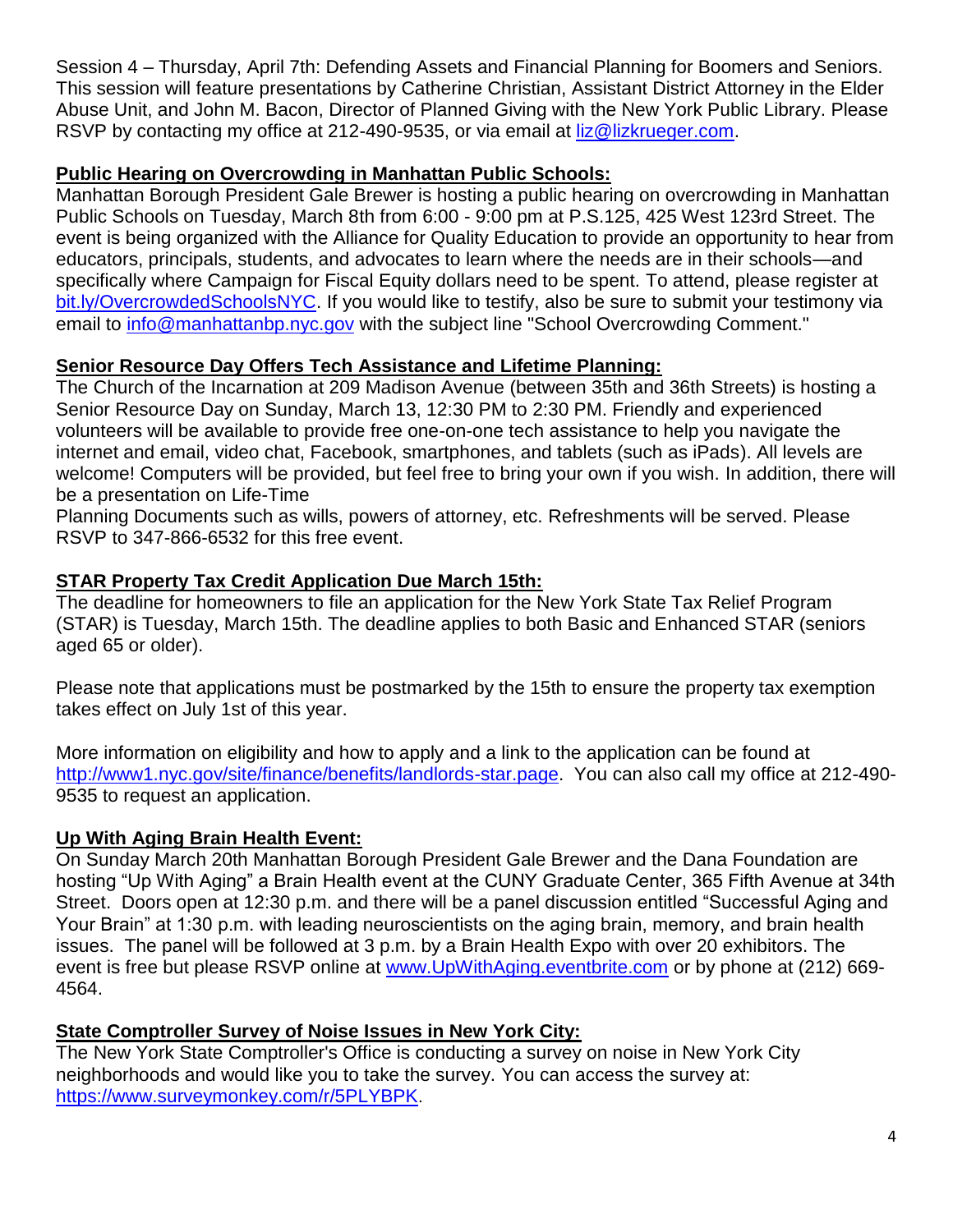Session 4 – Thursday, April 7th: Defending Assets and Financial Planning for Boomers and Seniors. This session will feature presentations by Catherine Christian, Assistant District Attorney in the Elder Abuse Unit, and John M. Bacon, Director of Planned Giving with the New York Public Library. Please RSVP by contacting my office at 212-490-9535, or via email at liz@lizkrueger.com.

**Public Hearing on Overcrowding in Manhattan Public Schools:**

Manhattan Borough President Gale Brewer is hosting a public hearing on overcrowding in Manhattan Public Schools on Tuesday, March 8th from 6:00 - 9:00 pm at P.S.125, 425 West 123rd Street. The event is being organized with the Alliance for Quality Education to provide an opportunity to hear from educators, principals, students, and advocates to learn where the needs are in their schools—and specifically where Campaign for Fiscal Equity dollars need to be spent. To attend, please register at bit.ly/OvercrowdedSchoolsNYC. If you would like to testify, also be sure to submit your testimony via email to info@manhattanbp.nyc.gov with the subject line "School Overcrowding Comment."

**Senior Resource Day Offers Tech Assistance and Lifetime Planning:**

The Church of the Incarnation at 209 Madison Avenue (between 35th and 36th Streets) is hosting a Senior Resource Day on Sunday, March 13, 12:30 PM to 2:30 PM. Friendly and experienced volunteers will be available to provide free one-on-one tech assistance to help you navigate the internet and email, video chat, Facebook, smartphones, and tablets (such as iPads). All levels are welcome! Computers will be provided, but feel free to bring your own if you wish. In addition, there will be a presentation on Life-Time Planning Documents such as wills, powers of attorney, etc. Refreshments will be served. Please RSVP to 347-866-6532 for this free event.

**STAR Property Tax Credit Application Due March 15th:**

The deadline for homeowners to file an application for the New York State Tax Relief Program (STAR) is Tuesday, March 15th. The deadline applies to both Basic and Enhanced STAR (seniors aged 65 or older).

Please note that applications must be postmarked by the 15th to ensure the property tax exemption takes effect on July 1st of this year.

More information on eligibility and how to apply and a link to the application can be found at http://www1.nyc.gov/site/finance/benefits/landlords-star.page. You can also call my office at 212-490-9535 to request an application.

**Up With Aging Brain Health Event:**

On Sunday March 20th Manhattan Borough President Gale Brewer and the Dana Foundation are hosting "Up With Aging" a Brain Health event at the CUNY Graduate Center, 365 Fifth Avenue at 34th Street. Doors open at 12:30 p.m. and there will be a panel discussion entitled "Successful Aging and Your Brain" at 1:30 p.m. with leading neuroscientists on the aging brain, memory, and brain health issues. The panel will be followed at 3 p.m. by a Brain Health Expo with over 20 exhibitors. The event is free but please RSVP online at www.UpWithAging.eventbrite.com or by phone at (212) 669-4564.

**State Comptroller Survey of Noise Issues in New York City:**

The New York State Comptroller's Office is conducting a survey on noise in New York City neighborhoods and would like you to take the survey. You can access the survey at: https://www.surveymonkey.com/r/5PLYBPK.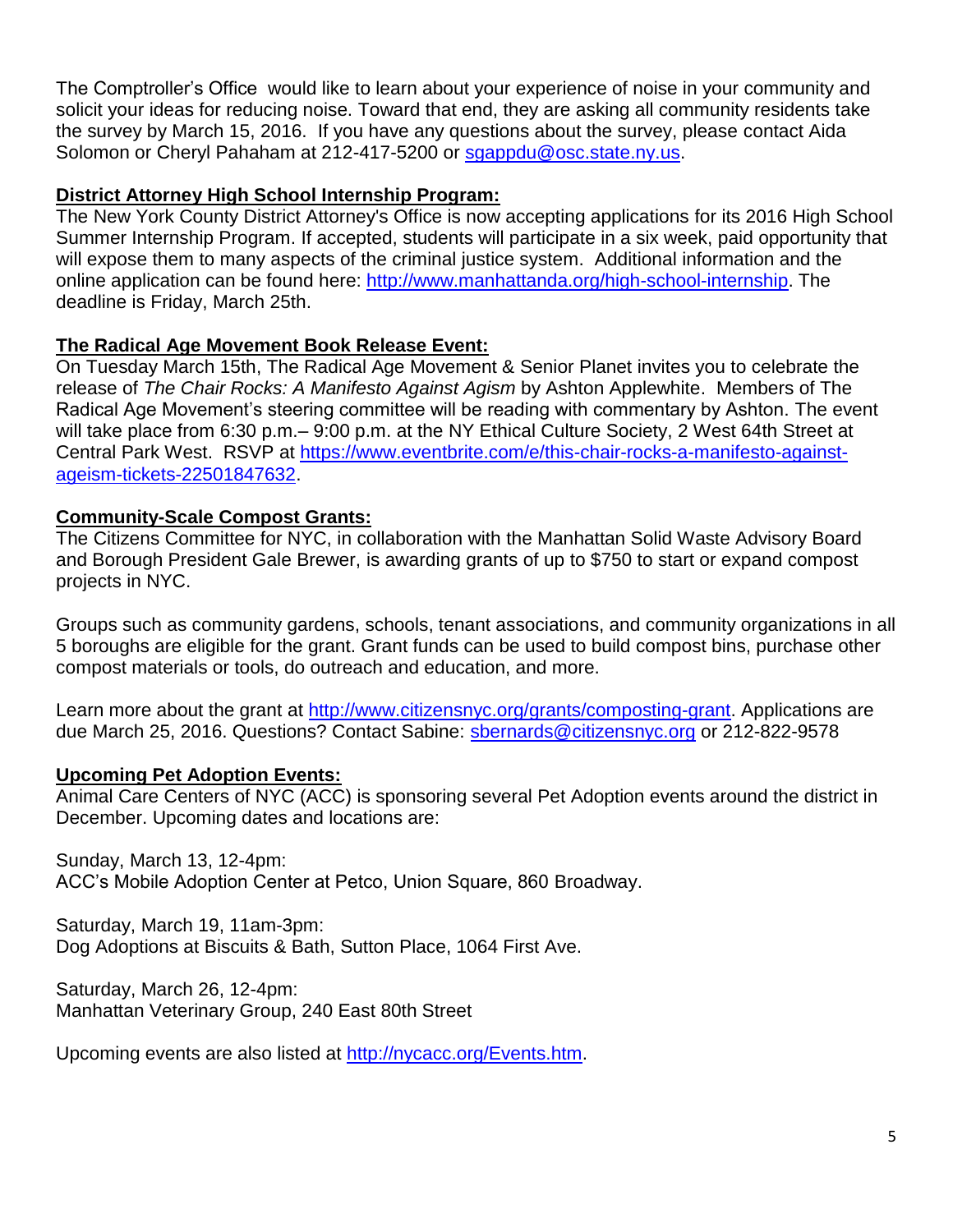The Comptroller's Office would like to learn about your experience of noise in your community and solicit your ideas for reducing noise. Toward that end, they are asking all community residents take the survey by March 15, 2016. If you have any questions about the survey, please contact Aida Solomon or Cheryl Pahaham at 212-417-5200 or [sgappdu@osc.state.ny.us](mailto:sgappdu@osc.state.ny.us).

**District Attorney High School Internship Program:**

The New York County District Attorney's Office is now accepting applications for its 2016 High School Summer Internship Program. If accepted, students will participate in a six week, paid opportunity that will expose them to many aspects of the criminal justice system. Additional information and the online application can be found here: [http://www.manhattanda.org/high-school-internship](http://www.manhattanda.org/high-school-internship). The deadline is Friday, March 25th.

**The Radical Age Movement Book Release Event:**

On Tuesday March 15th, The Radical Age Movement & Senior Planet invites you to celebrate the release of *The Chair Rocks: A Manifesto Against Agism* by Ashton Applewhite. Members of The Radical Age Movement's steering committee will be reading with commentary by Ashton. The event will take place from 6:30 p.m.– 9:00 p.m. at the NY Ethical Culture Society, 2 West 64th Street at Central Park West. RSVP at [https://www.eventbrite.com/e/this-chair-rocks-a-manifesto-against-ageism-tickets-22501847632](https://www.eventbrite.com/e/this-chair-rocks-a-manifesto-against-ageism-tickets-22501847632).

**Community-Scale Compost Grants:**

The Citizens Committee for NYC, in collaboration with the Manhattan Solid Waste Advisory Board and Borough President Gale Brewer, is awarding grants of up to $750 to start or expand compost projects in NYC.

Groups such as community gardens, schools, tenant associations, and community organizations in all 5 boroughs are eligible for the grant. Grant funds can be used to build compost bins, purchase other compost materials or tools, do outreach and education, and more.

Learn more about the grant at [http://www.citizensnyc.org/grants/composting-grant](http://www.citizensnyc.org/grants/composting-grant). Applications are due March 25, 2016. Questions? Contact Sabine: [sbernards@citizensnyc.org](mailto:sbernards@citizensnyc.org) or 212-822-9578

**Upcoming Pet Adoption Events:**

Animal Care Centers of NYC (ACC) is sponsoring several Pet Adoption events around the district in December. Upcoming dates and locations are:

Sunday, March 13, 12-4pm:
ACC's Mobile Adoption Center at Petco, Union Square, 860 Broadway.

Saturday, March 19, 11am-3pm:
Dog Adoptions at Biscuits & Bath, Sutton Place, 1064 First Ave.

Saturday, March 26, 12-4pm:
Manhattan Veterinary Group, 240 East 80th Street

Upcoming events are also listed at [http://nycacc.org/Events.htm](http://nycacc.org/Events.htm).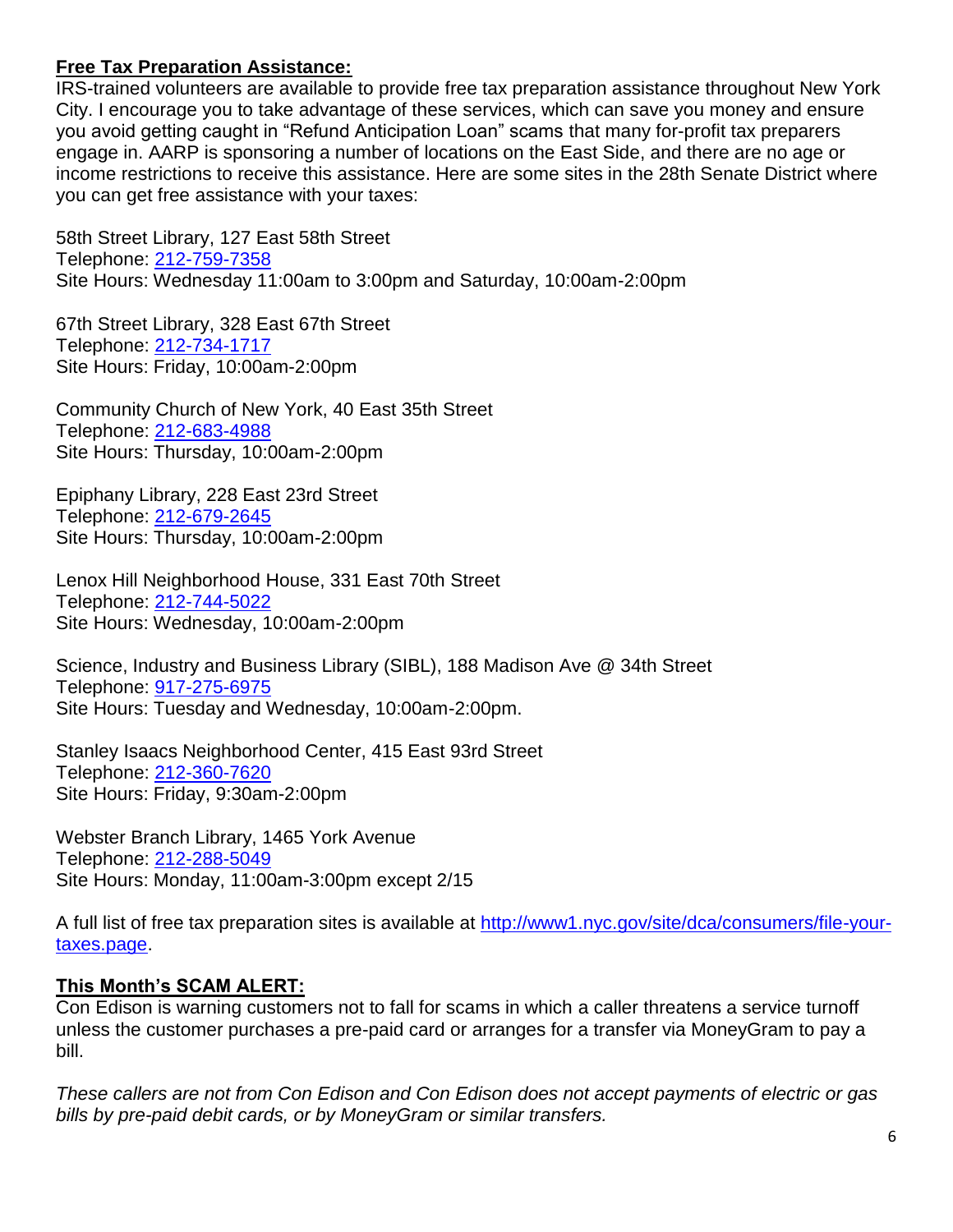**Free Tax Preparation Assistance:**

IRS-trained volunteers are available to provide free tax preparation assistance throughout New York City. I encourage you to take advantage of these services, which can save you money and ensure you avoid getting caught in "Refund Anticipation Loan" scams that many for-profit tax preparers engage in. AARP is sponsoring a number of locations on the East Side, and there are no age or income restrictions to receive this assistance. Here are some sites in the 28th Senate District where you can get free assistance with your taxes:

58th Street Library, 127 East 58th Street
Telephone: [212-759-7358](tel:212-759-7358)
Site Hours: Wednesday 11:00am to 3:00pm and Saturday, 10:00am-2:00pm

67th Street Library, 328 East 67th Street
Telephone: [212-734-1717](tel:212-734-1717)
Site Hours: Friday, 10:00am-2:00pm

Community Church of New York, 40 East 35th Street
Telephone: [212-683-4988](tel:212-683-4988)
Site Hours: Thursday, 10:00am-2:00pm

Epiphany Library, 228 East 23rd Street
Telephone: [212-679-2645](tel:212-679-2645)
Site Hours: Thursday, 10:00am-2:00pm

Lenox Hill Neighborhood House, 331 East 70th Street
Telephone: [212-744-5022](tel:212-744-5022)
Site Hours: Wednesday, 10:00am-2:00pm

Science, Industry and Business Library (SIBL), 188 Madison Ave @ 34th Street
Telephone: [917-275-6975](tel:917-275-6975)
Site Hours: Tuesday and Wednesday, 10:00am-2:00pm.

Stanley Isaacs Neighborhood Center, 415 East 93rd Street
Telephone: [212-360-7620](tel:212-360-7620)
Site Hours: Friday, 9:30am-2:00pm

Webster Branch Library, 1465 York Avenue
Telephone: [212-288-5049](tel:212-288-5049)
Site Hours: Monday, 11:00am-3:00pm except 2/15

A full list of free tax preparation sites is available at [http://www1.nyc.gov/site/dca/consumers/file-your-taxes.page](http://www1.nyc.gov/site/dca/consumers/file-your-taxes.page).

**This Month's SCAM ALERT:**

Con Edison is warning customers not to fall for scams in which a caller threatens a service turnoff unless the customer purchases a pre-paid card or arranges for a transfer via MoneyGram to pay a bill.

*These callers are not from Con Edison and Con Edison does not accept payments of electric or gas bills by pre-paid debit cards, or by MoneyGram or similar transfers.*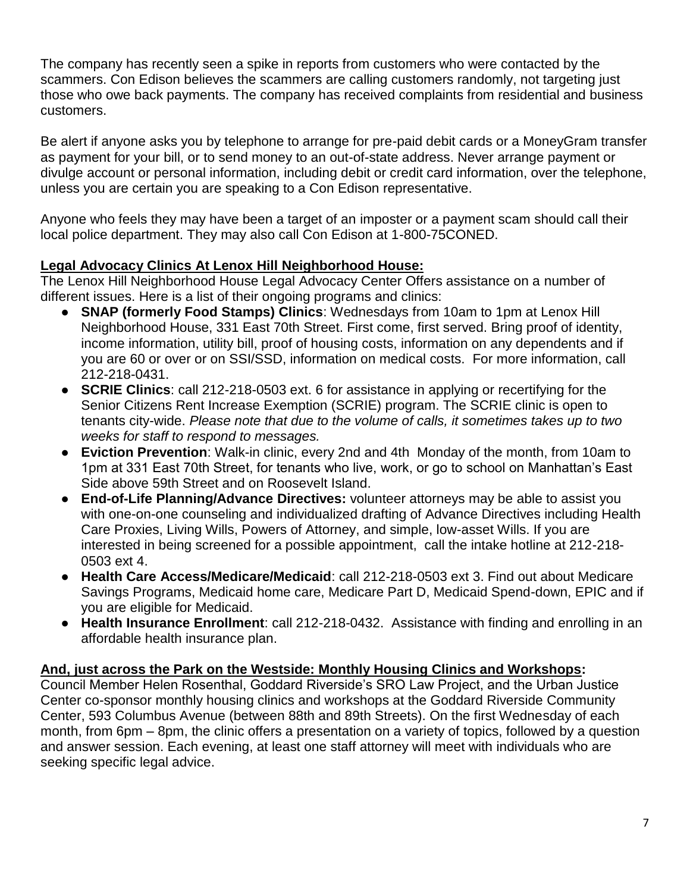The company has recently seen a spike in reports from customers who were contacted by the scammers. Con Edison believes the scammers are calling customers randomly, not targeting just those who owe back payments. The company has received complaints from residential and business customers.

Be alert if anyone asks you by telephone to arrange for pre-paid debit cards or a MoneyGram transfer as payment for your bill, or to send money to an out-of-state address. Never arrange payment or divulge account or personal information, including debit or credit card information, over the telephone, unless you are certain you are speaking to a Con Edison representative.

Anyone who feels they may have been a target of an imposter or a payment scam should call their local police department. They may also call Con Edison at 1-800-75CONED.

**Legal Advocacy Clinics At Lenox Hill Neighborhood House:**

The Lenox Hill Neighborhood House Legal Advocacy Center Offers assistance on a number of different issues. Here is a list of their ongoing programs and clinics:

- **SNAP (formerly Food Stamps) Clinics**: Wednesdays from 10am to 1pm at Lenox Hill Neighborhood House, 331 East 70th Street. First come, first served. Bring proof of identity, income information, utility bill, proof of housing costs, information on any dependents and if you are 60 or over or on SSI/SSD, information on medical costs. For more information, call 212-218-0431.
- **SCRIE Clinics**: call 212-218-0503 ext. 6 for assistance in applying or recertifying for the Senior Citizens Rent Increase Exemption (SCRIE) program. The SCRIE clinic is open to tenants city-wide. *Please note that due to the volume of calls, it sometimes takes up to two weeks for staff to respond to messages.*
- **Eviction Prevention**: Walk-in clinic, every 2nd and 4th Monday of the month, from 10am to 1pm at 331 East 70th Street, for tenants who live, work, or go to school on Manhattan's East Side above 59th Street and on Roosevelt Island.
- **End-of-Life Planning/Advance Directives:** volunteer attorneys may be able to assist you with one-on-one counseling and individualized drafting of Advance Directives including Health Care Proxies, Living Wills, Powers of Attorney, and simple, low-asset Wills. If you are interested in being screened for a possible appointment, call the intake hotline at 212-218-0503 ext 4.
- **Health Care Access/Medicare/Medicaid**: call 212-218-0503 ext 3. Find out about Medicare Savings Programs, Medicaid home care, Medicare Part D, Medicaid Spend-down, EPIC and if you are eligible for Medicaid.
- **Health Insurance Enrollment**: call 212-218-0432. Assistance with finding and enrolling in an affordable health insurance plan.

**And, just across the Park on the Westside: Monthly Housing Clinics and Workshops:**

Council Member Helen Rosenthal, Goddard Riverside's SRO Law Project, and the Urban Justice Center co-sponsor monthly housing clinics and workshops at the Goddard Riverside Community Center, 593 Columbus Avenue (between 88th and 89th Streets). On the first Wednesday of each month, from 6pm – 8pm, the clinic offers a presentation on a variety of topics, followed by a question and answer session. Each evening, at least one staff attorney will meet with individuals who are seeking specific legal advice.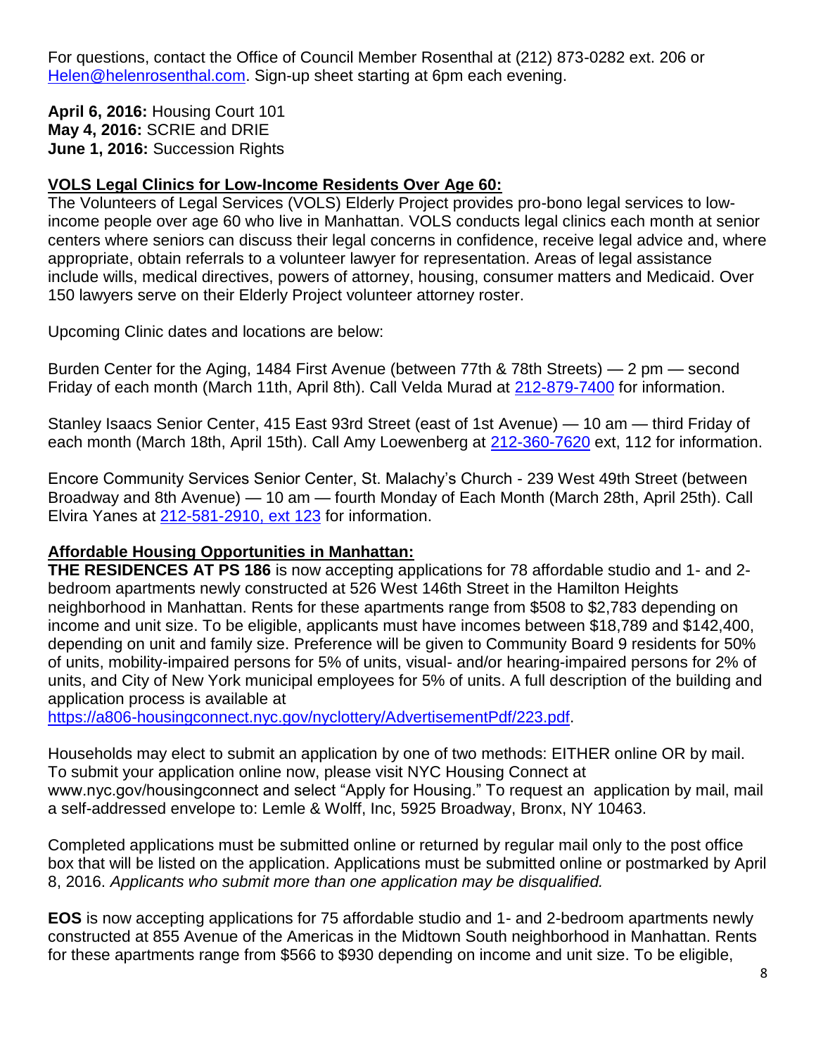For questions, contact the Office of Council Member Rosenthal at (212) 873-0282 ext. 206 or [Helen@helenrosenthal.com](mailto:Helen@helenrosenthal.com). Sign-up sheet starting at 6pm each evening.

**April 6, 2016:** Housing Court 101
**May 4, 2016:** SCRIE and DRIE
**June 1, 2016:** Succession Rights

## VOLS Legal Clinics for Low-Income Residents Over Age 60:

The Volunteers of Legal Services (VOLS) Elderly Project provides pro-bono legal services to low-income people over age 60 who live in Manhattan. VOLS conducts legal clinics each month at senior centers where seniors can discuss their legal concerns in confidence, receive legal advice and, where appropriate, obtain referrals to a volunteer lawyer for representation. Areas of legal assistance include wills, medical directives, powers of attorney, housing, consumer matters and Medicaid. Over 150 lawyers serve on their Elderly Project volunteer attorney roster.

Upcoming Clinic dates and locations are below:

Burden Center for the Aging, 1484 First Avenue (between 77th & 78th Streets) — 2 pm — second Friday of each month (March 11th, April 8th). Call Velda Murad at 212-879-7400 for information.

Stanley Isaacs Senior Center, 415 East 93rd Street (east of 1st Avenue) — 10 am — third Friday of each month (March 18th, April 15th). Call Amy Loewenberg at 212-360-7620 ext, 112 for information.

Encore Community Services Senior Center, St. Malachy's Church - 239 West 49th Street (between Broadway and 8th Avenue) — 10 am — fourth Monday of Each Month (March 28th, April 25th). Call Elvira Yanes at 212-581-2910, ext 123 for information.

## Affordable Housing Opportunities in Manhattan:

**THE RESIDENCES AT PS 186** is now accepting applications for 78 affordable studio and 1- and 2-bedroom apartments newly constructed at 526 West 146th Street in the Hamilton Heights neighborhood in Manhattan. Rents for these apartments range from $508 to $2,783 depending on income and unit size. To be eligible, applicants must have incomes between $18,789 and $142,400, depending on unit and family size. Preference will be given to Community Board 9 residents for 50% of units, mobility-impaired persons for 5% of units, visual- and/or hearing-impaired persons for 2% of units, and City of New York municipal employees for 5% of units. A full description of the building and application process is available at https://a806-housingconnect.nyc.gov/nyclottery/AdvertisementPdf/223.pdf.

Households may elect to submit an application by one of two methods: EITHER online OR by mail. To submit your application online now, please visit NYC Housing Connect at www.nyc.gov/housingconnect and select "Apply for Housing." To request an application by mail, mail a self-addressed envelope to: Lemle & Wolff, Inc, 5925 Broadway, Bronx, NY 10463.

Completed applications must be submitted online or returned by regular mail only to the post office box that will be listed on the application. Applications must be submitted online or postmarked by April 8, 2016. *Applicants who submit more than one application may be disqualified.*

**EOS** is now accepting applications for 75 affordable studio and 1- and 2-bedroom apartments newly constructed at 855 Avenue of the Americas in the Midtown South neighborhood in Manhattan. Rents for these apartments range from $566 to $930 depending on income and unit size. To be eligible,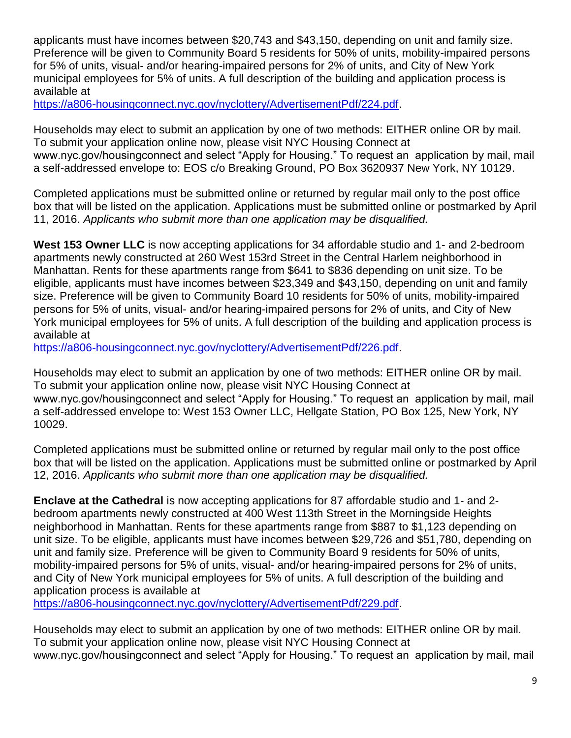applicants must have incomes between $20,743 and $43,150, depending on unit and family size. Preference will be given to Community Board 5 residents for 50% of units, mobility-impaired persons for 5% of units, visual- and/or hearing-impaired persons for 2% of units, and City of New York municipal employees for 5% of units. A full description of the building and application process is available at https://a806-housingconnect.nyc.gov/nyclottery/AdvertisementPdf/224.pdf.

Households may elect to submit an application by one of two methods: EITHER online OR by mail. To submit your application online now, please visit NYC Housing Connect at www.nyc.gov/housingconnect and select "Apply for Housing." To request an application by mail, mail a self-addressed envelope to: EOS c/o Breaking Ground, PO Box 3620937 New York, NY 10129.

Completed applications must be submitted online or returned by regular mail only to the post office box that will be listed on the application. Applications must be submitted online or postmarked by April 11, 2016. *Applicants who submit more than one application may be disqualified.*

**West 153 Owner LLC** is now accepting applications for 34 affordable studio and 1- and 2-bedroom apartments newly constructed at 260 West 153rd Street in the Central Harlem neighborhood in Manhattan. Rents for these apartments range from $641 to $836 depending on unit size. To be eligible, applicants must have incomes between $23,349 and $43,150, depending on unit and family size. Preference will be given to Community Board 10 residents for 50% of units, mobility-impaired persons for 5% of units, visual- and/or hearing-impaired persons for 2% of units, and City of New York municipal employees for 5% of units. A full description of the building and application process is available at https://a806-housingconnect.nyc.gov/nyclottery/AdvertisementPdf/226.pdf.

Households may elect to submit an application by one of two methods: EITHER online OR by mail. To submit your application online now, please visit NYC Housing Connect at www.nyc.gov/housingconnect and select "Apply for Housing." To request an application by mail, mail a self-addressed envelope to: West 153 Owner LLC, Hellgate Station, PO Box 125, New York, NY 10029.

Completed applications must be submitted online or returned by regular mail only to the post office box that will be listed on the application. Applications must be submitted online or postmarked by April 12, 2016. *Applicants who submit more than one application may be disqualified.*

**Enclave at the Cathedral** is now accepting applications for 87 affordable studio and 1- and 2-bedroom apartments newly constructed at 400 West 113th Street in the Morningside Heights neighborhood in Manhattan. Rents for these apartments range from $887 to $1,123 depending on unit size. To be eligible, applicants must have incomes between $29,726 and $51,780, depending on unit and family size. Preference will be given to Community Board 9 residents for 50% of units, mobility-impaired persons for 5% of units, visual- and/or hearing-impaired persons for 2% of units, and City of New York municipal employees for 5% of units. A full description of the building and application process is available at https://a806-housingconnect.nyc.gov/nyclottery/AdvertisementPdf/229.pdf.

Households may elect to submit an application by one of two methods: EITHER online OR by mail. To submit your application online now, please visit NYC Housing Connect at www.nyc.gov/housingconnect and select "Apply for Housing." To request an application by mail, mail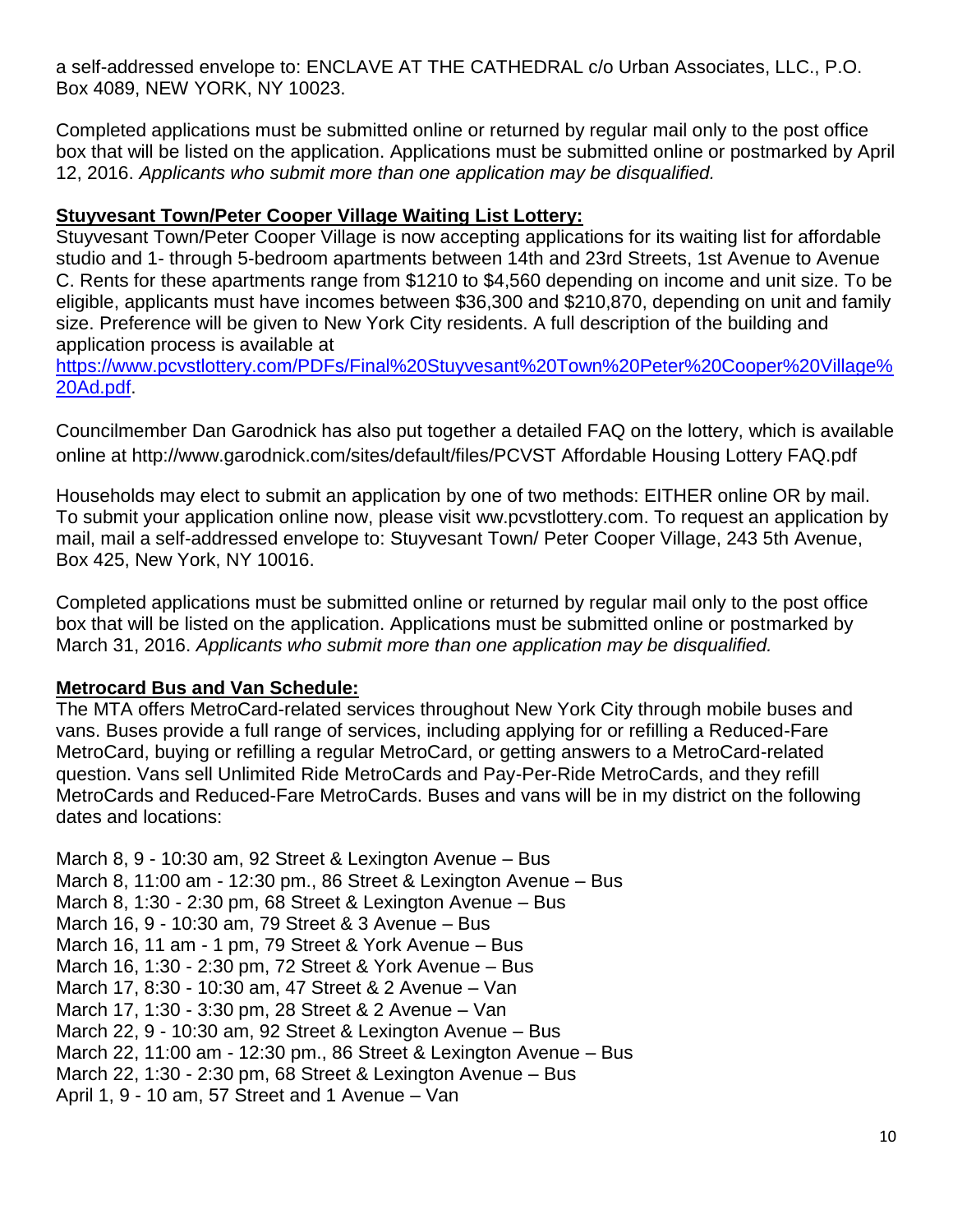a self-addressed envelope to: ENCLAVE AT THE CATHEDRAL c/o Urban Associates, LLC., P.O. Box 4089, NEW YORK, NY 10023.

Completed applications must be submitted online or returned by regular mail only to the post office box that will be listed on the application. Applications must be submitted online or postmarked by April 12, 2016. *Applicants who submit more than one application may be disqualified.*

**Stuyvesant Town/Peter Cooper Village Waiting List Lottery:**

Stuyvesant Town/Peter Cooper Village is now accepting applications for its waiting list for affordable studio and 1- through 5-bedroom apartments between 14th and 23rd Streets, 1st Avenue to Avenue C. Rents for these apartments range from $1210 to $4,560 depending on income and unit size. To be eligible, applicants must have incomes between $36,300 and $210,870, depending on unit and family size. Preference will be given to New York City residents. A full description of the building and application process is available at https://www.pcvstlottery.com/PDFs/Final%20Stuyvesant%20Town%20Peter%20Cooper%20Village%20Ad.pdf.

Councilmember Dan Garodnick has also put together a detailed FAQ on the lottery, which is available online at http://www.garodnick.com/sites/default/files/PCVST Affordable Housing Lottery FAQ.pdf

Households may elect to submit an application by one of two methods: EITHER online OR by mail. To submit your application online now, please visit ww.pcvstlottery.com. To request an application by mail, mail a self-addressed envelope to: Stuyvesant Town/ Peter Cooper Village, 243 5th Avenue, Box 425, New York, NY 10016.

Completed applications must be submitted online or returned by regular mail only to the post office box that will be listed on the application. Applications must be submitted online or postmarked by March 31, 2016. *Applicants who submit more than one application may be disqualified.*

**Metrocard Bus and Van Schedule:**

The MTA offers MetroCard-related services throughout New York City through mobile buses and vans. Buses provide a full range of services, including applying for or refilling a Reduced-Fare MetroCard, buying or refilling a regular MetroCard, or getting answers to a MetroCard-related question. Vans sell Unlimited Ride MetroCards and Pay-Per-Ride MetroCards, and they refill MetroCards and Reduced-Fare MetroCards. Buses and vans will be in my district on the following dates and locations:

March 8, 9 - 10:30 am, 92 Street & Lexington Avenue – Bus
March 8, 11:00 am - 12:30 pm., 86 Street & Lexington Avenue – Bus
March 8, 1:30 - 2:30 pm, 68 Street & Lexington Avenue – Bus
March 16, 9 - 10:30 am, 79 Street & 3 Avenue – Bus
March 16, 11 am - 1 pm, 79 Street & York Avenue – Bus
March 16, 1:30 - 2:30 pm, 72 Street & York Avenue – Bus
March 17, 8:30 - 10:30 am, 47 Street & 2 Avenue – Van
March 17, 1:30 - 3:30 pm, 28 Street & 2 Avenue – Van
March 22, 9 - 10:30 am, 92 Street & Lexington Avenue – Bus
March 22, 11:00 am - 12:30 pm., 86 Street & Lexington Avenue – Bus
March 22, 1:30 - 2:30 pm, 68 Street & Lexington Avenue – Bus
April 1, 9 - 10 am, 57 Street and 1 Avenue – Van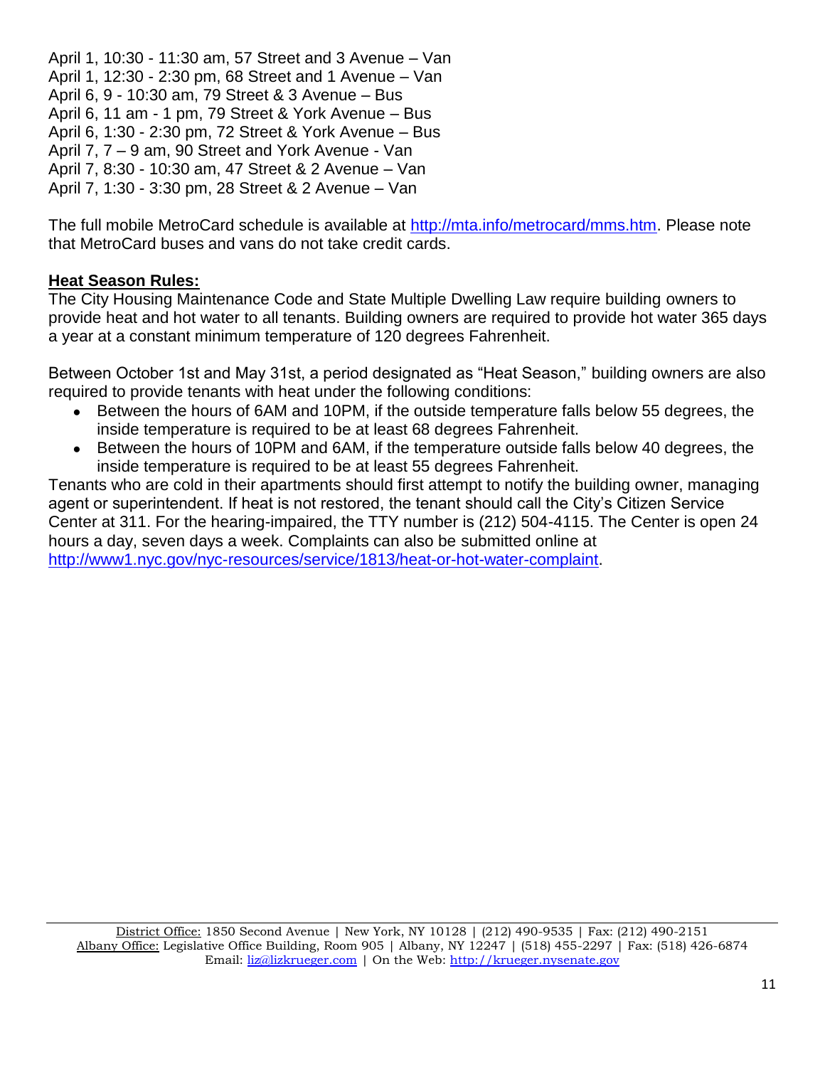April 1, 10:30 - 11:30 am, 57 Street and 3 Avenue – Van
April 1, 12:30 - 2:30 pm, 68 Street and 1 Avenue – Van
April 6, 9 - 10:30 am, 79 Street & 3 Avenue – Bus
April 6, 11 am - 1 pm, 79 Street & York Avenue – Bus
April 6, 1:30 - 2:30 pm, 72 Street & York Avenue – Bus
April 7, 7 – 9 am, 90 Street and York Avenue - Van
April 7, 8:30 - 10:30 am, 47 Street & 2 Avenue – Van
April 7, 1:30 - 3:30 pm, 28 Street & 2 Avenue – Van

The full mobile MetroCard schedule is available at http://mta.info/metrocard/mms.htm. Please note that MetroCard buses and vans do not take credit cards.

**Heat Season Rules:**

The City Housing Maintenance Code and State Multiple Dwelling Law require building owners to provide heat and hot water to all tenants. Building owners are required to provide hot water 365 days a year at a constant minimum temperature of 120 degrees Fahrenheit.

Between October 1st and May 31st, a period designated as "Heat Season," building owners are also required to provide tenants with heat under the following conditions:

- Between the hours of 6AM and 10PM, if the outside temperature falls below 55 degrees, the inside temperature is required to be at least 68 degrees Fahrenheit.
- Between the hours of 10PM and 6AM, if the temperature outside falls below 40 degrees, the inside temperature is required to be at least 55 degrees Fahrenheit.

Tenants who are cold in their apartments should first attempt to notify the building owner, managing agent or superintendent. If heat is not restored, the tenant should call the City's Citizen Service Center at 311. For the hearing-impaired, the TTY number is (212) 504-4115. The Center is open 24 hours a day, seven days a week. Complaints can also be submitted online at http://www1.nyc.gov/nyc-resources/service/1813/heat-or-hot-water-complaint.

District Office: 1850 Second Avenue | New York, NY 10128 | (212) 490-9535 | Fax: (212) 490-2151
Albany Office: Legislative Office Building, Room 905 | Albany, NY 12247 | (518) 455-2297 | Fax: (518) 426-6874
Email: liz@lizkrueger.com | On the Web: http://krueger.nysenate.gov